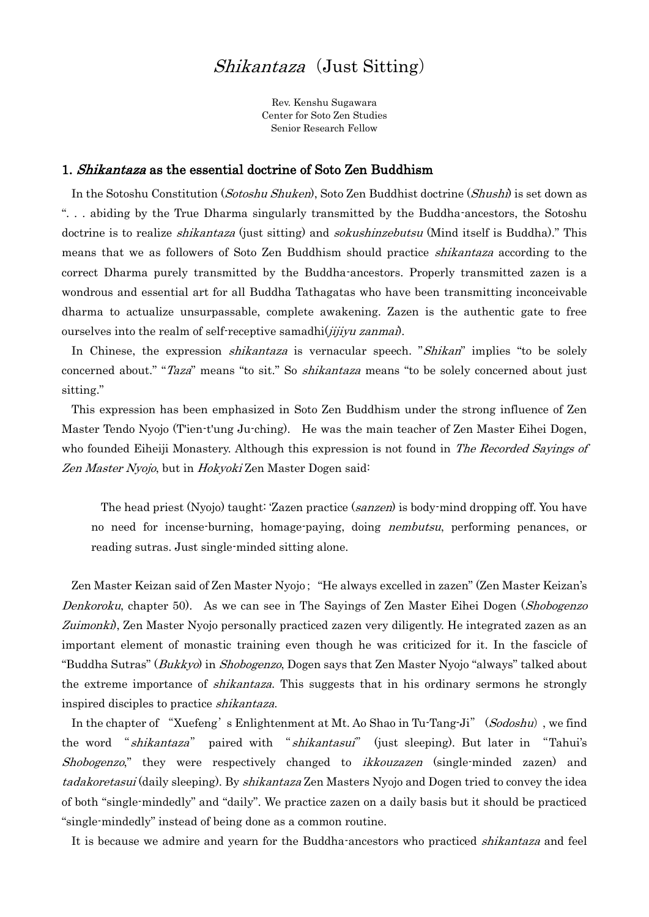# *Shikantaza* (Just Sitting)

Rev. Kenshu Sugawara
Center for Soto Zen Studies
Senior Research Fellow

## 1. *Shikantaza* as the essential doctrine of Soto Zen Buddhism

In the Sotoshu Constitution (*Sotoshu Shuken*), Soto Zen Buddhist doctrine (*Shushi*) is set down as ". . . abiding by the True Dharma singularly transmitted by the Buddha-ancestors, the Sotoshu doctrine is to realize *shikantaza* (just sitting) and *sokushinzebutsu* (Mind itself is Buddha)." This means that we as followers of Soto Zen Buddhism should practice *shikantaza* according to the correct Dharma purely transmitted by the Buddha-ancestors. Properly transmitted zazen is a wondrous and essential art for all Buddha Tathagatas who have been transmitting inconceivable dharma to actualize unsurpassable, complete awakening. Zazen is the authentic gate to free ourselves into the realm of self-receptive samadhi(*jijiyu zanmai*).

In Chinese, the expression *shikantaza* is vernacular speech. "*Shikan*" implies "to be solely concerned about." "*Taza*" means "to sit." So *shikantaza* means "to be solely concerned about just sitting."

This expression has been emphasized in Soto Zen Buddhism under the strong influence of Zen Master Tendo Nyojo (T'ien-t'ung Ju-ching). He was the main teacher of Zen Master Eihei Dogen, who founded Eiheiji Monastery. Although this expression is not found in *The Recorded Sayings of Zen Master Nyojo*, but in *Hokyoki* Zen Master Dogen said:

> The head priest (Nyojo) taught: 'Zazen practice (*sanzen*) is body-mind dropping off. You have no need for incense-burning, homage-paying, doing *nembutsu*, performing penances, or reading sutras. Just single-minded sitting alone.

Zen Master Keizan said of Zen Master Nyojo; "He always excelled in zazen" (Zen Master Keizan's *Denkoroku*, chapter 50). As we can see in The Sayings of Zen Master Eihei Dogen (*Shobogenzo Zuimonki*), Zen Master Nyojo personally practiced zazen very diligently. He integrated zazen as an important element of monastic training even though he was criticized for it. In the fascicle of "Buddha Sutras" (*Bukkyo*) in *Shobogenzo*, Dogen says that Zen Master Nyojo "always" talked about the extreme importance of *shikantaza*. This suggests that in his ordinary sermons he strongly inspired disciples to practice *shikantaza*.

In the chapter of "Xuefeng's Enlightenment at Mt. Ao Shao in Tu-Tang-Ji" (*Sodoshu*), we find the word "*shikantaza*" paired with "*shikantasui*" (just sleeping). But later in "Tahui's *Shobogenzo*," they were respectively changed to *ikkouzazen* (single-minded zazen) and *tadakoretasui* (daily sleeping). By *shikantaza* Zen Masters Nyojo and Dogen tried to convey the idea of both "single-mindedly" and "daily". We practice zazen on a daily basis but it should be practiced "single-mindedly" instead of being done as a common routine.

It is because we admire and yearn for the Buddha-ancestors who practiced *shikantaza* and feel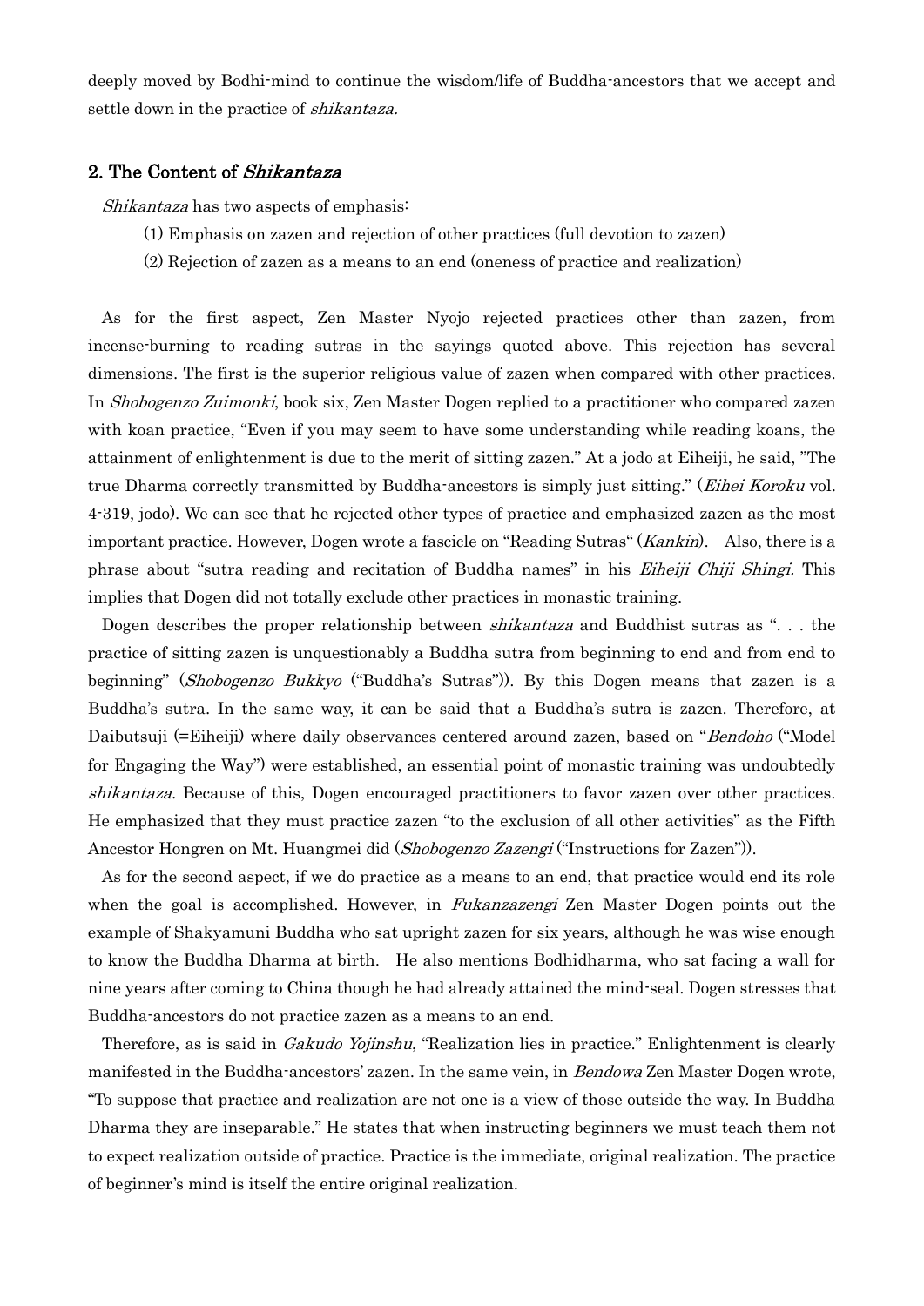deeply moved by Bodhi-mind to continue the wisdom/life of Buddha-ancestors that we accept and settle down in the practice of *shikantaza.*

## 2. The Content of *Shikantaza*

*Shikantaza* has two aspects of emphasis:

(1) Emphasis on zazen and rejection of other practices (full devotion to zazen)

(2) Rejection of zazen as a means to an end (oneness of practice and realization)

As for the first aspect, Zen Master Nyojo rejected practices other than zazen, from incense-burning to reading sutras in the sayings quoted above. This rejection has several dimensions. The first is the superior religious value of zazen when compared with other practices. In *Shobogenzo Zuimonki*, book six, Zen Master Dogen replied to a practitioner who compared zazen with koan practice, "Even if you may seem to have some understanding while reading koans, the attainment of enlightenment is due to the merit of sitting zazen." At a jodo at Eiheiji, he said, "The true Dharma correctly transmitted by Buddha-ancestors is simply just sitting." (*Eihei Koroku* vol. 4-319, jodo). We can see that he rejected other types of practice and emphasized zazen as the most important practice. However, Dogen wrote a fascicle on "Reading Sutras" (*Kankin*). Also, there is a phrase about "sutra reading and recitation of Buddha names" in his *Eiheiji Chiji Shingi*. This implies that Dogen did not totally exclude other practices in monastic training.

Dogen describes the proper relationship between *shikantaza* and Buddhist sutras as ". . . the practice of sitting zazen is unquestionably a Buddha sutra from beginning to end and from end to beginning" (*Shobogenzo Bukkyo* ("Buddha's Sutras")). By this Dogen means that zazen is a Buddha's sutra. In the same way, it can be said that a Buddha's sutra is zazen. Therefore, at Daibutsuji (=Eiheiji) where daily observances centered around zazen, based on "*Bendoho* ("Model for Engaging the Way") were established, an essential point of monastic training was undoubtedly *shikantaza*. Because of this, Dogen encouraged practitioners to favor zazen over other practices. He emphasized that they must practice zazen "to the exclusion of all other activities" as the Fifth Ancestor Hongren on Mt. Huangmei did (*Shobogenzo Zazengi* ("Instructions for Zazen")).

As for the second aspect, if we do practice as a means to an end, that practice would end its role when the goal is accomplished. However, in *Fukanzazengi* Zen Master Dogen points out the example of Shakyamuni Buddha who sat upright zazen for six years, although he was wise enough to know the Buddha Dharma at birth. He also mentions Bodhidharma, who sat facing a wall for nine years after coming to China though he had already attained the mind-seal. Dogen stresses that Buddha-ancestors do not practice zazen as a means to an end.

Therefore, as is said in *Gakudo Yojinshu*, "Realization lies in practice." Enlightenment is clearly manifested in the Buddha-ancestors' zazen. In the same vein, in *Bendowa* Zen Master Dogen wrote, "To suppose that practice and realization are not one is a view of those outside the way. In Buddha Dharma they are inseparable." He states that when instructing beginners we must teach them not to expect realization outside of practice. Practice is the immediate, original realization. The practice of beginner's mind is itself the entire original realization.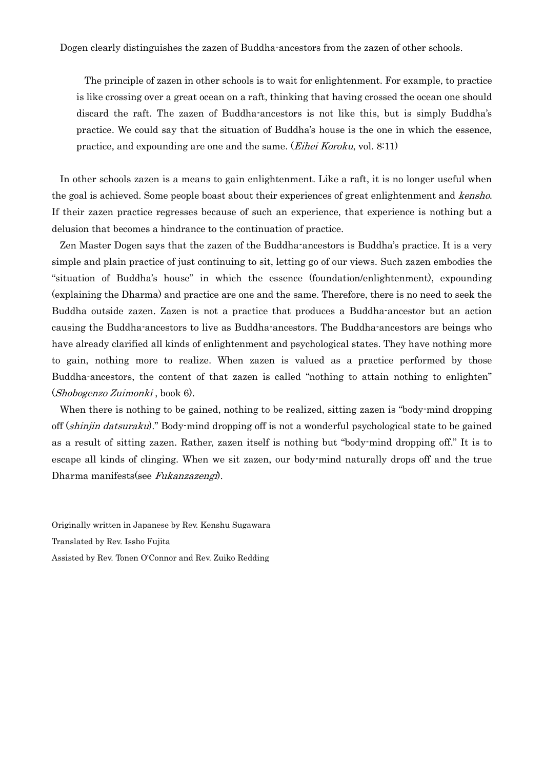Dogen clearly distinguishes the zazen of Buddha-ancestors from the zazen of other schools.

> The principle of zazen in other schools is to wait for enlightenment. For example, to practice is like crossing over a great ocean on a raft, thinking that having crossed the ocean one should discard the raft. The zazen of Buddha-ancestors is not like this, but is simply Buddha's practice. We could say that the situation of Buddha's house is the one in which the essence, practice, and expounding are one and the same. (*Eihei Koroku*, vol. 8:11)

In other schools zazen is a means to gain enlightenment. Like a raft, it is no longer useful when the goal is achieved. Some people boast about their experiences of great enlightenment and *kensho*. If their zazen practice regresses because of such an experience, that experience is nothing but a delusion that becomes a hindrance to the continuation of practice.

Zen Master Dogen says that the zazen of the Buddha-ancestors is Buddha's practice. It is a very simple and plain practice of just continuing to sit, letting go of our views. Such zazen embodies the "situation of Buddha's house" in which the essence (foundation/enlightenment), expounding (explaining the Dharma) and practice are one and the same. Therefore, there is no need to seek the Buddha outside zazen. Zazen is not a practice that produces a Buddha-ancestor but an action causing the Buddha-ancestors to live as Buddha-ancestors. The Buddha-ancestors are beings who have already clarified all kinds of enlightenment and psychological states. They have nothing more to gain, nothing more to realize. When zazen is valued as a practice performed by those Buddha-ancestors, the content of that zazen is called "nothing to attain nothing to enlighten" (*Shobogenzo Zuimonki* , book 6).

When there is nothing to be gained, nothing to be realized, sitting zazen is "body-mind dropping off (*shinjin datsuraku*)." Body-mind dropping off is not a wonderful psychological state to be gained as a result of sitting zazen. Rather, zazen itself is nothing but "body-mind dropping off." It is to escape all kinds of clinging. When we sit zazen, our body-mind naturally drops off and the true Dharma manifests(see *Fukanzazengi*).

Originally written in Japanese by Rev. Kenshu Sugawara

Translated by Rev. Issho Fujita

Assisted by Rev. Tonen O'Connor and Rev. Zuiko Redding